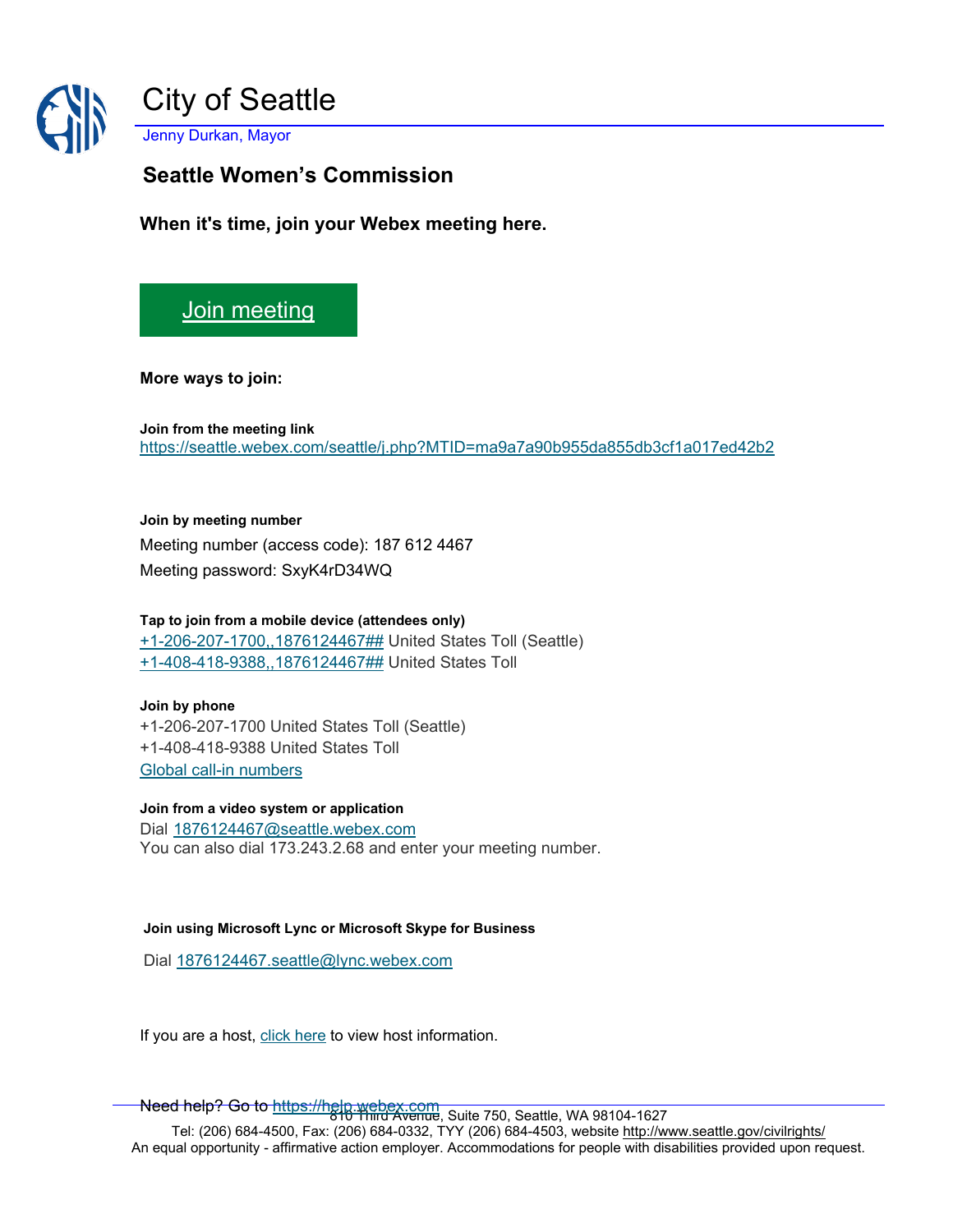# City of Seattle

Jenny Durkan, Mayor

## Seattle Women's Commission

**When it's time, join your Webex meeting here.**

[Join meeting]

**More ways to join:**

**Join from the meeting link**

https://seattle.webex.com/seattle/j.php?MTID=ma9a7a90b955da855db3cf1a017ed42b2

**Join by meeting number**

Meeting number (access code): 187 612 4467

Meeting password: SxyK4rD34WQ

**Tap to join from a mobile device (attendees only)**

+1-206-207-1700,,1876124467## United States Toll (Seattle)

+1-408-418-9388,,1876124467## United States Toll

**Join by phone**

+1-206-207-1700 United States Toll (Seattle)

+1-408-418-9388 United States Toll

Global call-in numbers

**Join from a video system or application**

Dial 1876124467@seattle.webex.com

You can also dial 173.243.2.68 and enter your meeting number.

**Join using Microsoft Lync or Microsoft Skype for Business**

Dial 1876124467.seattle@lync.webex.com

If you are a host, click here to view host information.

Need help? Go to https://help.webex.com

810 Third Avenue, Suite 750, Seattle, WA 98104-1627
Tel: (206) 684-4500, Fax: (206) 684-0332, TYY (206) 684-4503, website http://www.seattle.gov/civilrights/
An equal opportunity - affirmative action employer. Accommodations for people with disabilities provided upon request.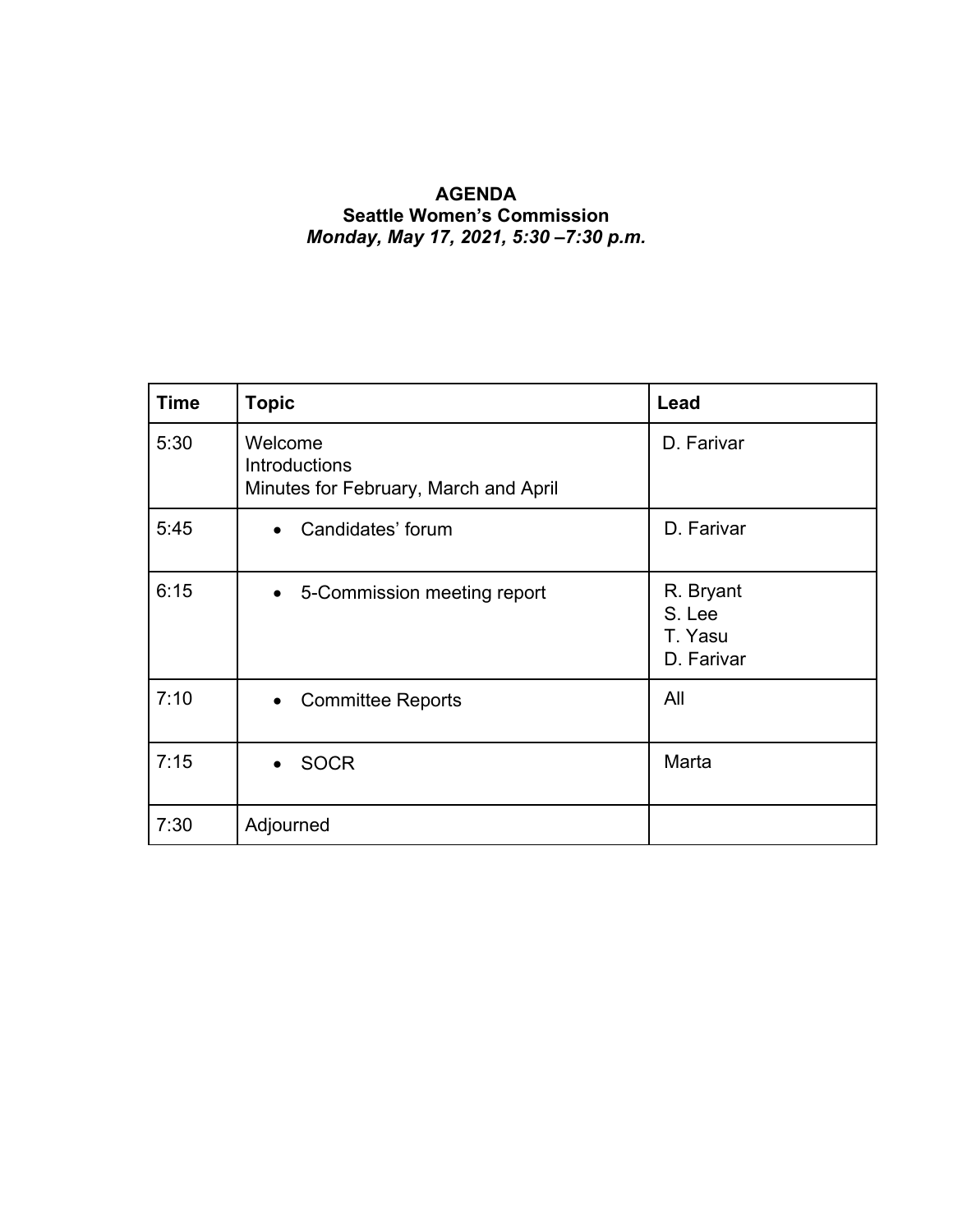**AGENDA**
**Seattle Women's Commission**
***Monday, May 17, 2021, 5:30 –7:30 p.m.***

| Time | Topic | Lead |
|---|---|---|
| 5:30 | Welcome<br>Introductions<br>Minutes for February, March and April | D. Farivar |
| 5:45 | • Candidates' forum | D. Farivar |
| 6:15 | • 5-Commission meeting report | R. Bryant<br>S. Lee<br>T. Yasu<br>D. Farivar |
| 7:10 | • Committee Reports | All |
| 7:15 | • SOCR | Marta |
| 7:30 | Adjourned | |